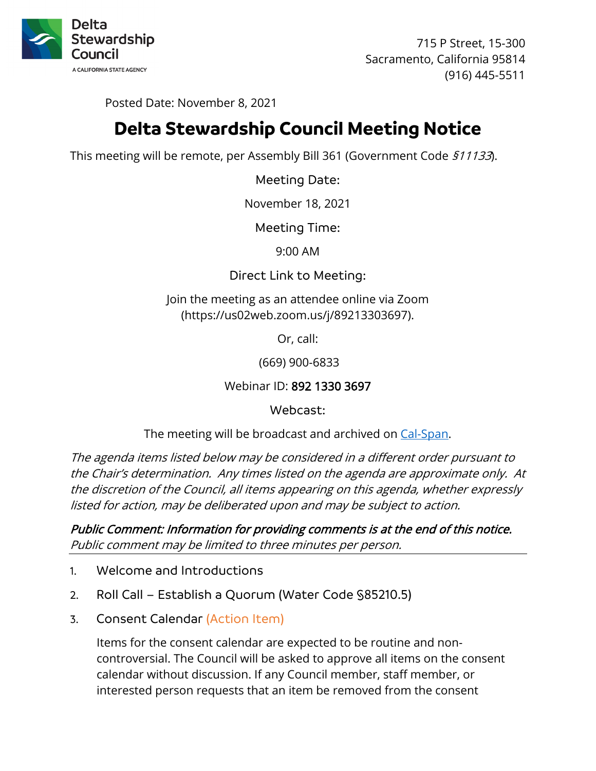Delta Stewardship Council
A CALIFORNIA STATE AGENCY

715 P Street, 15-300
Sacramento, California 95814
(916) 445-5511

Posted Date: November 8, 2021

# Delta Stewardship Council Meeting Notice

This meeting will be remote, per Assembly Bill 361 (Government Code *§11133*).

Meeting Date:

November 18, 2021

Meeting Time:

9:00 AM

Direct Link to Meeting:

Join the meeting as an attendee online via Zoom (https://us02web.zoom.us/j/89213303697).

Or, call:

(669) 900-6833

Webinar ID: 892 1330 3697

Webcast:

The meeting will be broadcast and archived on [Cal-Span](Cal-Span).

*The agenda items listed below may be considered in a different order pursuant to the Chair's determination. Any times listed on the agenda are approximate only. At the discretion of the Council, all items appearing on this agenda, whether expressly listed for action, may be deliberated upon and may be subject to action.*

***Public Comment: Information for providing comments is at the end of this notice.***
*Public comment may be limited to three minutes per person.*

---

1. Welcome and Introductions
2. Roll Call – Establish a Quorum (Water Code §85210.5)
3. Consent Calendar (Action Item)

   Items for the consent calendar are expected to be routine and non-controversial. The Council will be asked to approve all items on the consent calendar without discussion. If any Council member, staff member, or interested person requests that an item be removed from the consent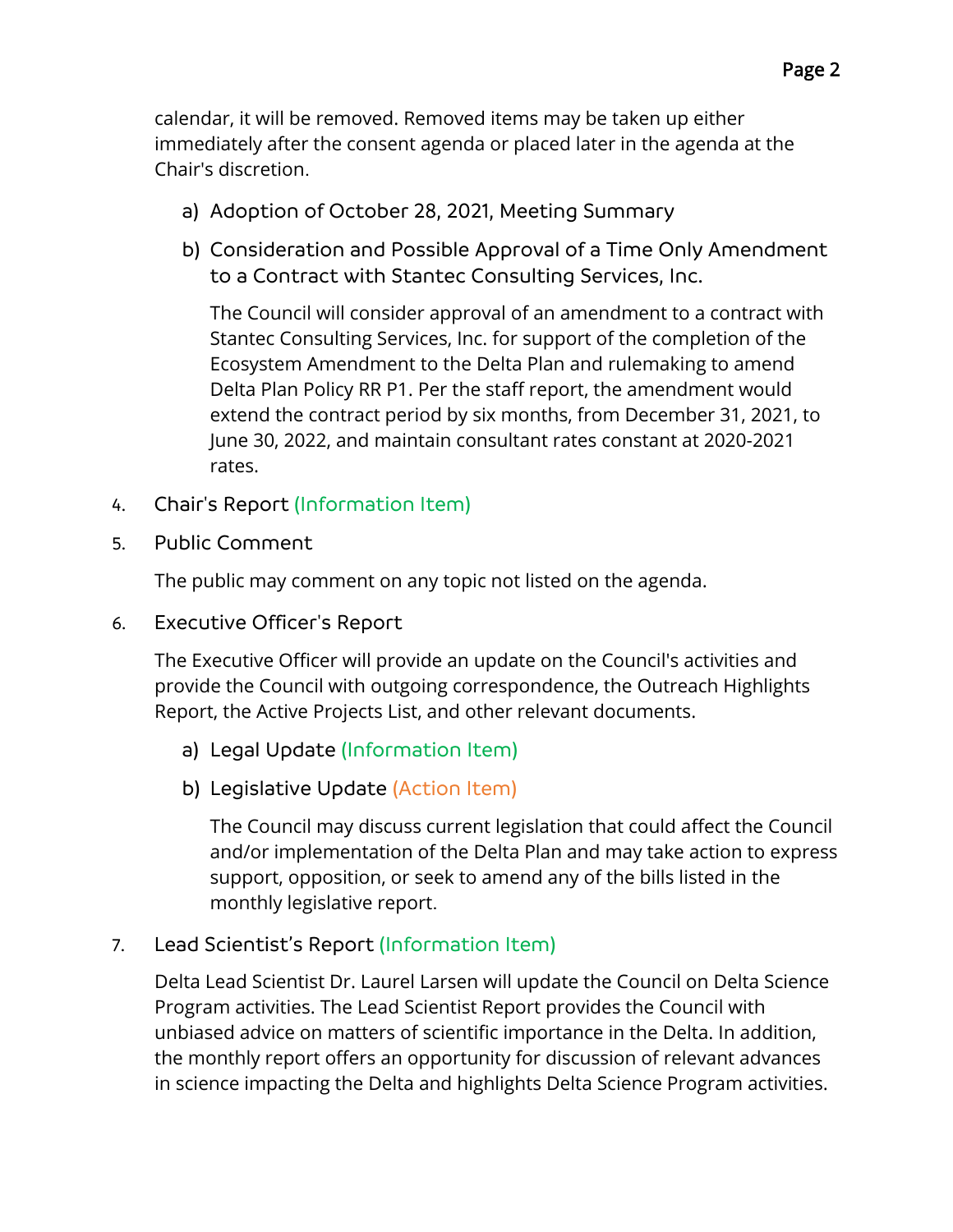calendar, it will be removed. Removed items may be taken up either immediately after the consent agenda or placed later in the agenda at the Chair's discretion.

a) Adoption of October 28, 2021, Meeting Summary

b) Consideration and Possible Approval of a Time Only Amendment to a Contract with Stantec Consulting Services, Inc.

   The Council will consider approval of an amendment to a contract with Stantec Consulting Services, Inc. for support of the completion of the Ecosystem Amendment to the Delta Plan and rulemaking to amend Delta Plan Policy RR P1. Per the staff report, the amendment would extend the contract period by six months, from December 31, 2021, to June 30, 2022, and maintain consultant rates constant at 2020-2021 rates.

4. Chair's Report (Information Item)

5. Public Comment

   The public may comment on any topic not listed on the agenda.

6. Executive Officer's Report

   The Executive Officer will provide an update on the Council's activities and provide the Council with outgoing correspondence, the Outreach Highlights Report, the Active Projects List, and other relevant documents.

   a) Legal Update (Information Item)

   b) Legislative Update (Action Item)

      The Council may discuss current legislation that could affect the Council and/or implementation of the Delta Plan and may take action to express support, opposition, or seek to amend any of the bills listed in the monthly legislative report.

7. Lead Scientist's Report (Information Item)

   Delta Lead Scientist Dr. Laurel Larsen will update the Council on Delta Science Program activities. The Lead Scientist Report provides the Council with unbiased advice on matters of scientific importance in the Delta. In addition, the monthly report offers an opportunity for discussion of relevant advances in science impacting the Delta and highlights Delta Science Program activities.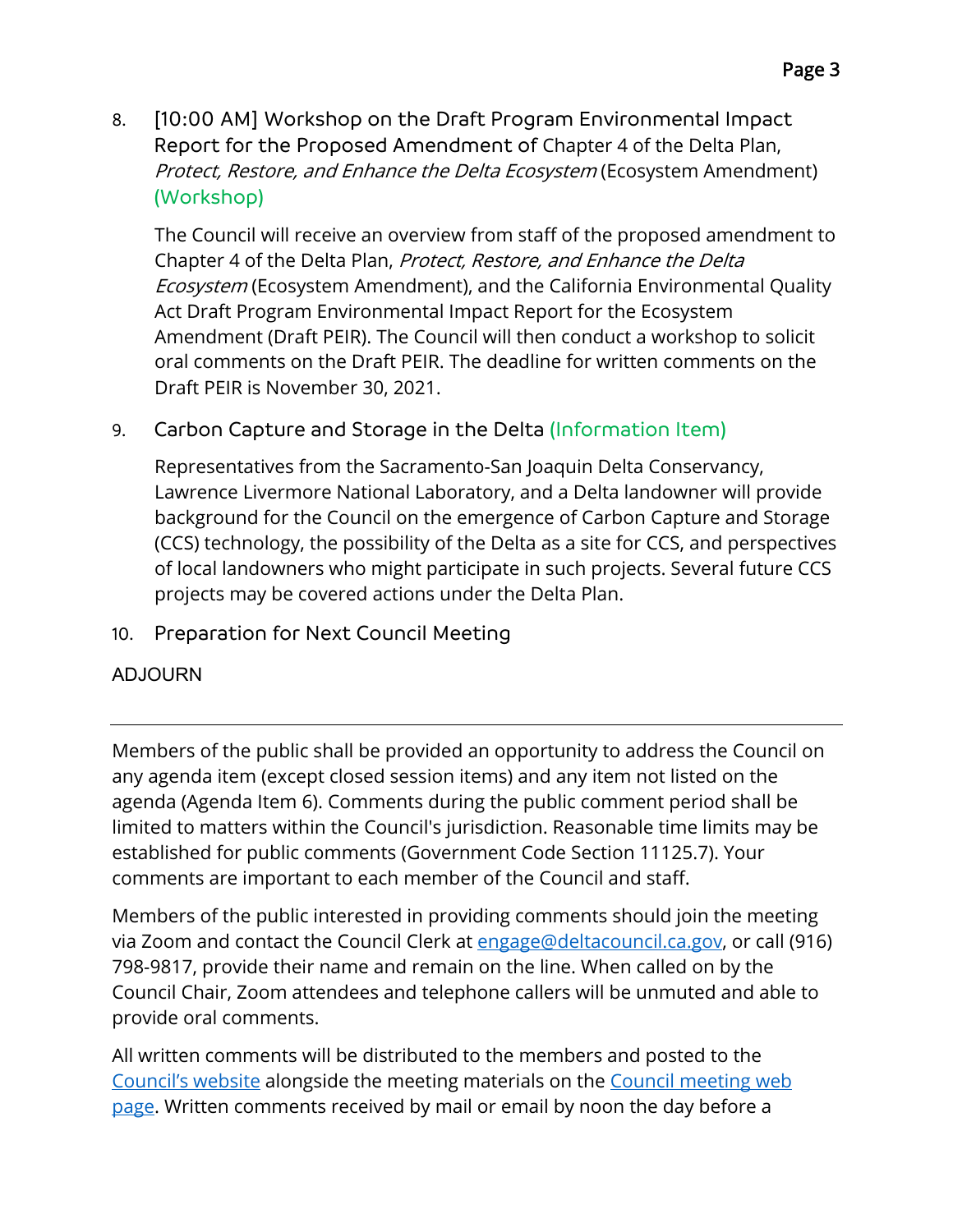8. [10:00 AM] Workshop on the Draft Program Environmental Impact Report for the Proposed Amendment of Chapter 4 of the Delta Plan, *Protect, Restore, and Enhance the Delta Ecosystem* (Ecosystem Amendment) (Workshop)

   The Council will receive an overview from staff of the proposed amendment to Chapter 4 of the Delta Plan, *Protect, Restore, and Enhance the Delta Ecosystem* (Ecosystem Amendment), and the California Environmental Quality Act Draft Program Environmental Impact Report for the Ecosystem Amendment (Draft PEIR). The Council will then conduct a workshop to solicit oral comments on the Draft PEIR. The deadline for written comments on the Draft PEIR is November 30, 2021.

9. Carbon Capture and Storage in the Delta (Information Item)

   Representatives from the Sacramento-San Joaquin Delta Conservancy, Lawrence Livermore National Laboratory, and a Delta landowner will provide background for the Council on the emergence of Carbon Capture and Storage (CCS) technology, the possibility of the Delta as a site for CCS, and perspectives of local landowners who might participate in such projects. Several future CCS projects may be covered actions under the Delta Plan.

10. Preparation for Next Council Meeting

ADJOURN

---

Members of the public shall be provided an opportunity to address the Council on any agenda item (except closed session items) and any item not listed on the agenda (Agenda Item 6). Comments during the public comment period shall be limited to matters within the Council's jurisdiction. Reasonable time limits may be established for public comments (Government Code Section 11125.7). Your comments are important to each member of the Council and staff.

Members of the public interested in providing comments should join the meeting via Zoom and contact the Council Clerk at [engage@deltacouncil.ca.gov](mailto:engage@deltacouncil.ca.gov), or call (916) 798-9817, provide their name and remain on the line. When called on by the Council Chair, Zoom attendees and telephone callers will be unmuted and able to provide oral comments.

All written comments will be distributed to the members and posted to the Council's website alongside the meeting materials on the Council meeting web page. Written comments received by mail or email by noon the day before a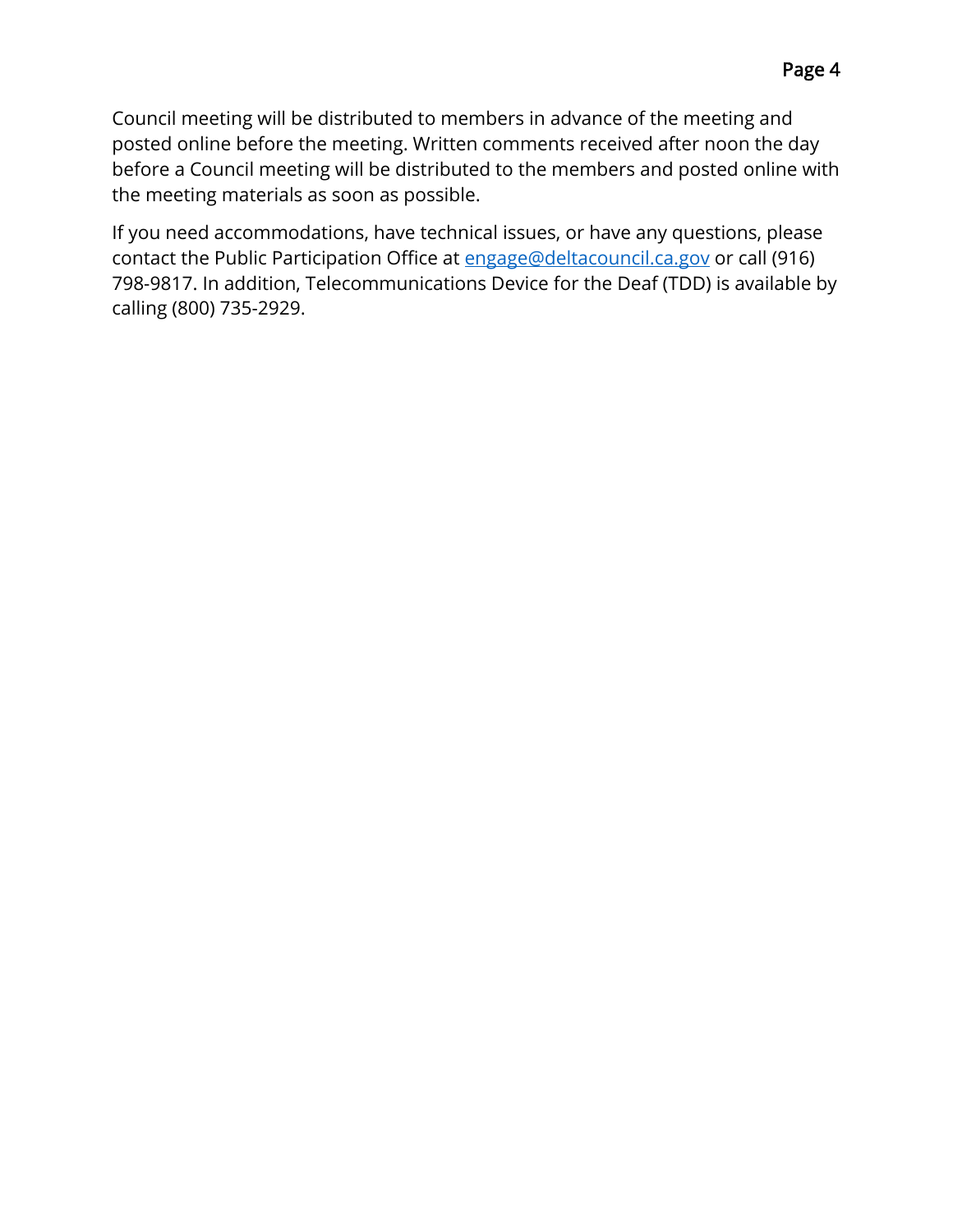Council meeting will be distributed to members in advance of the meeting and posted online before the meeting. Written comments received after noon the day before a Council meeting will be distributed to the members and posted online with the meeting materials as soon as possible.

If you need accommodations, have technical issues, or have any questions, please contact the Public Participation Office at engage@deltacouncil.ca.gov or call (916) 798-9817. In addition, Telecommunications Device for the Deaf (TDD) is available by calling (800) 735-2929.